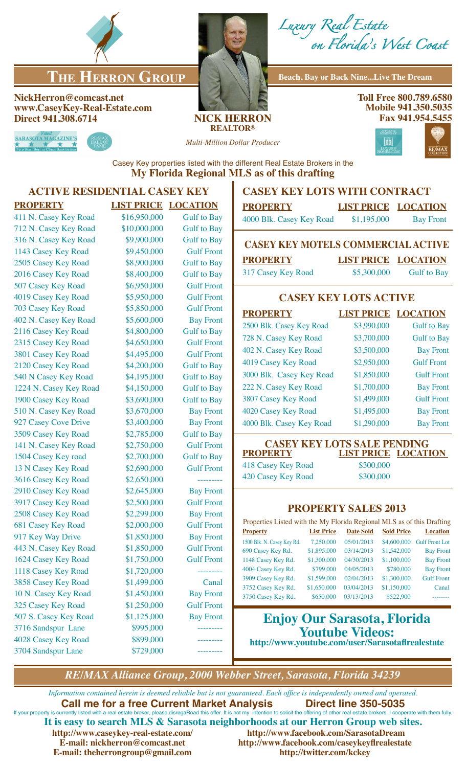# The Herron Group

*Luxury Real Estate on Florida's West Coast*

**Beach, Bay or Back Nine...Live The Dream**

**NickHerron@comcast.net**
**www.CaseyKey-Real-Estate.com**
**Direct 941.308.6714**

**NICK HERRON**
**REALTOR®**
*Multi-Million Dollar Producer*

**Toll Free 800.789.6580**
**Mobile 941.350.5035**
**Fax 941.954.5455**

Voted SARASOTA MAGAZINE'S Five Star: Best in Client Satisfaction

RE/MAX HALL OF FAME

AFFILIATE MEMBER OF LUXURY HOMES.COM

RE/MAX COLLECTION

Casey Key properties listed with the different Real Estate Brokers in the
**My Florida Regional MLS as of this drafting**

## ACTIVE RESIDENTIAL CASEY KEY

| PROPERTY | LIST PRICE | LOCATION |
|---|---|---|
| 411 N. Casey Key Road | $16,950,000 | Gulf to Bay |
| 712 N. Casey Key Road | $10,000,000 | Gulf to Bay |
| 316 N. Casey Key Road | $9,900,000 | Gulf to Bay |
| 1143 Casey Key Road | $9,450,000 | Gulf Front |
| 2505 Casey Key Road | $8,900,000 | Gulf to Bay |
| 2016 Casey Key Road | $8,400,000 | Gulf to Bay |
| 507 Casey Key Road | $6,950,000 | Gulf Front |
| 4019 Casey Key Road | $5,950,000 | Gulf Front |
| 703 Casey Key Road | $5,850,000 | Gulf Front |
| 402 N. Casey Key Road | $5,600,000 | Bay Front |
| 2116 Casey Key Road | $4,800,000 | Gulf to Bay |
| 2315 Casey Key Road | $4,650,000 | Gulf Front |
| 3801 Casey Key Road | $4,495,000 | Gulf Front |
| 2120 Casey Key Road | $4,200,000 | Gulf to Bay |
| 540 N Casey Key Road | $4,195,000 | Gulf to Bay |
| 1224 N. Casey Key Road | $4,150,000 | Gulf to Bay |
| 1900 Casey Key Road | $3,690,000 | Gulf to Bay |
| 510 N. Casey Key Road | $3,670,000 | Bay Front |
| 927 Casey Cove Drive | $3,400,000 | Bay Front |
| 3509 Casey Key Road | $2,785,000 | Gulf to Bay |
| 141 N. Casey Key Road | $2,750,000 | Gulf Front |
| 1504 Casey Key road | $2,700,000 | Gulf to Bay |
| 13 N Casey Key Road | $2,690,000 | Gulf Front |
| 3616 Casey Key Road | $2,650,000 | --------- |
| 2910 Casey Key Road | $2,645,000 | Bay Front |
| 3917 Casey Key Road | $2,500,000 | Gulf Front |
| 2508 Casey Key Road | $2,299,000 | Bay Front |
| 681 Casey Key Road | $2,000,000 | Gulf Front |
| 917 Key Way Drive | $1,850,000 | Bay Front |
| 443 N. Casey Key Road | $1,850,000 | Gulf Front |
| 1624 Casey Key Road | $1,750,000 | Gulf Front |
| 1118 Casey Key Road | $1,720,000 | --------- |
| 3858 Casey Key Road | $1,499,000 | Canal |
| 10 N. Casey Key Road | $1,450,000 | Bay Front |
| 325 Casey Key Road | $1,250,000 | Gulf Front |
| 507 S. Casey Key Road | $1,125,000 | Bay Front |
| 3716 Sandspur Lane | $995,000 | --------- |
| 4028 Casey Key Road | $899,000 | --------- |
| 3704 Sandspur Lane | $729,000 | --------- |

## CASEY KEY LOTS WITH CONTRACT

| PROPERTY | LIST PRICE | LOCATION |
|---|---|---|
| 4000 Blk. Casey Key Road | $1,195,000 | Bay Front |

## CASEY KEY MOTELS COMMERCIAL ACTIVE

| PROPERTY | LIST PRICE | LOCATION |
|---|---|---|
| 317 Casey Key Road | $5,300,000 | Gulf to Bay |

## CASEY KEY LOTS ACTIVE

| PROPERTY | LIST PRICE | LOCATION |
|---|---|---|
| 2500 Blk. Casey Key Road | $3,990,000 | Gulf to Bay |
| 728 N. Casey Key Road | $3,700,000 | Gulf to Bay |
| 402 N. Casey Key Road | $3,500,000 | Bay Front |
| 4019 Casey Key Road | $2,950,000 | Gulf Front |
| 3000 Blk. Casey Key Road | $1,850,000 | Gulf Front |
| 222 N. Casey Key Road | $1,700,000 | Bay Front |
| 3807 Casey Key Road | $1,499,000 | Gulf Front |
| 4020 Casey Key Road | $1,495,000 | Bay Front |
| 4000 Blk. Casey Key Road | $1,290,000 | Bay Front |

## CASEY KEY LOTS SALE PENDING

| PROPERTY | LIST PRICE | LOCATION |
|---|---|---|
| 418 Casey Key Road | $300,000 | |
| 420 Casey Key Road | $300,000 | |

## PROPERTY SALES 2013

Properties Listed with the My Florida Regional MLS as of this Drafting

| Property | List Price | Date Sold | Sold Price | Location |
|---|---|---|---|---|
| 1500 Blk. N. Casey Key Rd. | 7,250,000 | 05/01/2013 | $4,600,000 | Gulf Front Lot |
| 690 Casey Key Rd. | $1,895,000 | 03/14/2013 | $1,542,000 | Bay Front |
| 1148 Casey Key Rd. | $1,300,000 | 04/30/2013 | $1,100,000 | Bay Front |
| 4004 Casey Key Rd. | $799,000 | 04/05/2013 | $780,000 | Bay Front |
| 3909 Casey Key Rd. | $1,599,000 | 02/04/2013 | $1,300,000 | Gulf Front |
| 3752 Casey Key Rd. | $1,650,000 | 03/04/2013 | $1,150,000 | Canal |
| 3750 Casey Key Rd. | $650,000 | 03/13/2013 | $522,900 | -------- |

## Enjoy Our Sarasota, Florida Youtube Videos:

**http://www.youtube.com/user/Sarasotaflrealestate**

*RE/MAX Alliance Group, 2000 Webber Street, Sarasota, Florida 34239*

*Information contained herein is deemed reliable but is not guaranteed. Each office is independently owned and operated.*

**Call me for a free Current Market Analysis Direct line 350-5035**

If your property is currently listed with a real estate broker, please disregaRoad this offer. It is not my intention to solicit the offering of other real estate brokers. I cooperate with them fully.

**It is easy to search MLS & Sarasota neighborhoods at our Herron Group web sites.**

**http://www.caseykey-real-estate.com/**
**E-mail: nickherron@comcast.net**
**E-mail: theherrongroup@gmail.com**

**http://www.facebook.com/SarasotaDream**
**http://www.facebook.com/caseykeyflrealestate**
**http://twitter.com/kckey**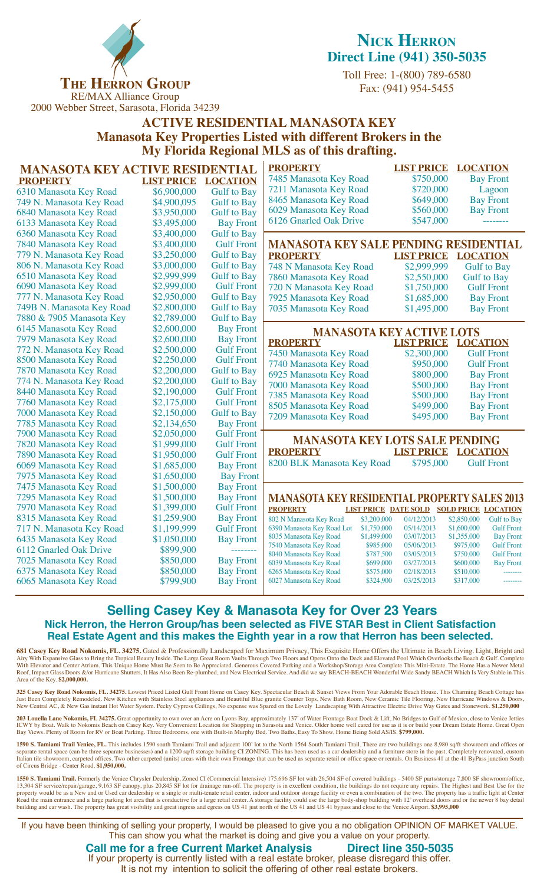# THE HERRON GROUP

RE/MAX Alliance Group
2000 Webber Street, Sarasota, Florida 34239

## NICK HERRON
**Direct Line (941) 350-5035**

Toll Free: 1-(800) 789-6580
Fax: (941) 954-5455

## ACTIVE RESIDENTIAL MANASOTA KEY
### Manasota Key Properties Listed with different Brokers in the My Florida Regional MLS as of this drafting.

### MANASOTA KEY ACTIVE RESIDENTIAL

| PROPERTY | LIST PRICE | LOCATION |
|---|---|---|
| 6310 Manasota Key Road | \$6,900,000 | Gulf to Bay |
| 749 N. Manasota Key Road | \$4,900,095 | Gulf to Bay |
| 6840 Manasota Key Road | \$3,950,000 | Gulf to Bay |
| 6133 Manasota Key Road | \$3,495,000 | Bay Front |
| 6360 Manasota Key Road | \$3,400,000 | Gulf to Bay |
| 7840 Manasota Key Road | \$3,400,000 | Gulf Front |
| 779 N. Manasota Key Road | \$3,250,000 | Gulf to Bay |
| 806 N. Manasota Key Road | \$3,000,000 | Gulf to Bay |
| 6510 Manasota Key Road | \$2,999,999 | Gulf to Bay |
| 6090 Manasota Key Road | \$2,999,000 | Gulf Front |
| 777 N. Manasota Key Road | \$2,950,000 | Gulf to Bay |
| 749B N. Manasota Key Road | \$2,800,000 | Gulf to Bay |
| 7880 & 7905 Manasota Key | \$2,789,000 | Gulf to Bay |
| 6145 Manasota Key Road | \$2,600,000 | Bay Front |
| 7979 Manasota Key Road | \$2,600,000 | Bay Front |
| 772 N. Manasota Key Road | \$2,500,000 | Gulf Front |
| 8500 Manasota Key Road | \$2,250,000 | Gulf Front |
| 7870 Manasota Key Road | \$2,200,000 | Gulf to Bay |
| 774 N. Manasota Key Road | \$2,200,000 | Gulf to Bay |
| 8440 Manasota Key Road | \$2,190,000 | Gulf Front |
| 7760 Manasota Key Road | \$2,175,000 | Gulf Front |
| 7000 Manasota Key Road | \$2,150,000 | Gulf to Bay |
| 7785 Manasota Key Road | \$2,134,650 | Bay Front |
| 7900 Manasota Key Road | \$2,050,000 | Gulf Front |
| 7820 Manasota Key Road | \$1,999,000 | Gulf Front |
| 7890 Manasota Key Road | \$1,950,000 | Gulf Front |
| 6069 Manasota Key Road | \$1,685,000 | Bay Front |
| 7975 Manasota Key Road | \$1,650,000 | Bay Front |
| 7475 Manasota Key Road | \$1,500,000 | Bay Front |
| 7295 Manasota Key Road | \$1,500,000 | Bay Front |
| 7970 Manasota Key Road | \$1,399,000 | Gulf Front |
| 8315 Manasota Key Road | \$1,259,900 | Bay Front |
| 717 N. Manasota Key Road | \$1,199,999 | Gulf Front |
| 6435 Manasota Key Road | \$1,050,000 | Bay Front |
| 6112 Gnarled Oak Drive | \$899,900 | -------- |
| 7025 Manasota Key Road | \$850,000 | Bay Front |
| 6375 Manasota Key Road | \$850,000 | Bay Front |
| 6065 Manasota Key Road | \$799,900 | Bay Front |
| 7485 Manasota Key Road | \$750,000 | Bay Front |
| 7211 Manasota Key Road | \$720,000 | Lagoon |
| 8465 Manasota Key Road | \$649,000 | Bay Front |
| 6029 Manasota Key Road | \$560,000 | Bay Front |
| 6126 Gnarled Oak Drive | \$547,000 | -------- |

### MANASOTA KEY SALE PENDING RESIDENTIAL

| PROPERTY | LIST PRICE | LOCATION |
|---|---|---|
| 748 N Manasota Key Road | \$2,999,999 | Gulf to Bay |
| 7860 Manasota Key Road | \$2,550,000 | Gulf to Bay |
| 720 N Manasota Key Road | \$1,750,000 | Gulf Front |
| 7925 Manasota Key Road | \$1,685,000 | Bay Front |
| 7035 Manasota Key Road | \$1,495,000 | Bay Front |

### MANASOTA KEY ACTIVE LOTS

| PROPERTY | LIST PRICE | LOCATION |
|---|---|---|
| 7450 Manasota Key Road | \$2,300,000 | Gulf Front |
| 7740 Manasota Key Road | \$950,000 | Gulf Front |
| 6925 Manasota Key Road | \$800,000 | Bay Front |
| 7000 Manasota Key Road | \$500,000 | Bay Front |
| 7385 Manasota Key Road | \$500,000 | Bay Front |
| 8505 Manasota Key Road | \$499,000 | Bay Front |
| 7209 Manasota Key Road | \$495,000 | Bay Front |

### MANASOTA KEY LOTS SALE PENDING

| PROPERTY | LIST PRICE | LOCATION |
|---|---|---|
| 8200 BLK Manasota Key Road | \$795,000 | Gulf Front |

### MANASOTA KEY RESIDENTIAL PROPERTY SALES 2013

| PROPERTY | LIST PRICE | DATE SOLD | SOLD PRICE | LOCATION |
|---|---|---|---|---|
| 802 N Manasota Key Road | \$3,200,000 | 04/12/2013 | \$2,850,000 | Gulf to Bay |
| 6390 Manasota Key Road Lot | \$1,750,000 | 05/14/2013 | \$1,600,000 | Gulf Front |
| 8035 Manasota Key Road | \$1,499,000 | 03/07/2013 | \$1,355,000 | Bay Front |
| 7540 Manasota Key Road | \$985,000 | 05/06/2013 | \$975,000 | Gulf Front |
| 8040 Manasota Key Road | \$787,500 | 03/05/2013 | \$750,000 | Gulf Front |
| 6039 Manasota Key Road | \$699,000 | 03/27/2013 | \$600,000 | Bay Front |
| 6265 Manasota Key Road | \$575,000 | 02/18/2013 | \$510,000 | -------- |
| 6027 Manasota Key Road | \$324,900 | 03/25/2013 | \$317,000 | -------- |

## Selling Casey Key & Manasota Key for Over 23 Years
### Nick Herron, the Herron Group/has been selected as FIVE STAR Best in Client Satisfaction Real Estate Agent and this makes the Eighth year in a row that Herron has been selected.

**681 Casey Key Road Nokomis, FL. 34275.** Gated & Professionally Landscaped for Maximum Privacy, This Exquisite Home Offers the Ultimate in Beach Living. Light, Bright and Airy With Expansive Glass to Bring the Tropical Beauty Inside. The Large Great Room Vaults Through Two Floors and Opens Onto the Deck and Elevated Pool Which Overlooks the Beach & Gulf. Complete With Elevator and Center Atrium, This Unique Home Must Be Seen to Be Appreciated. Generous Covered Parking and a Workshop/Storage Area Complete This Mini-Estate. The Home Has a Newer Metal Roof, Impact Glass Doors &/or Hurricane Shutters, It Has Also Been Re-plumbed, and New Electrical Service. And did we say BEACH-BEACH Wonderful Wide Sandy BEACH Which Is Very Stable in This Area of the Key. **\$2,000,000.**

**325 Casey Key Road Nokomis, FL. 34275.** Lowest Priced Listed Gulf Front Home on Casey Key. Spectacular Beach & Sunset Views From Your Adorable Beach House. This Charming Beach Cottage has Just Been Completely Remodeled. New Kitchen with Stainless Steel appliances and Beautiful Blue granite Counter Tops, New Bath Room, New Ceramic Tile Flooring, New Hurricane Windows & Doors, New Central AC, & New Gas instant Hot Water System. Pecky Cypress Ceilings, No expense was Spared on the Lovely Landscaping With Attractive Electric Drive Way Gates and Stonework. **\$1,250,000**

**203 Louella Lane Nokomis, FL 34275.** Great opportunity to own over an Acre on Lyons Bay, approximately 137' of Water Frontage Boat Dock & Lift, No Bridges to Gulf of Mexico, close to Venice Jetties ICWY by Boat. Walk to Nokomis Beach on Casey Key. Very Convenient Location for Shopping in Sarasota and Venice. Older home well cared for use as it is or build your Dream Estate Home. Great Open Bay Views. Plenty of Room for RV or Boat Parking. Three Bedrooms, one with Built-in Murphy Bed. Two Baths, Easy To Show, Home Being Sold AS/IS. **\$799,000.**

**1590 S. Tamiami Trail Venice, FL.** This includes 1590 south Tamiami Trail and adjacent 100' lot to the North 1564 South Tamiami Trail. There are two buildings one 8,980 sq/ft showroom and offices or separate rental space (can be three separate businesses) and a 1200 sq/ft storage building CI ZONING. This has been used as a car dealership and a furniture store in the past. Completely renovated, custom Italian tile showroom, carpeted offices. Two other carpeted (units) areas with their own Frontage that can be used as separate retail or office space or rentals. On Business 41 at the 41 ByPass junction South of Circus Bridge - Center Road. **\$1,950,000.**

**1550 S. Tamiami Trail.** Formerly the Venice Chrysler Dealership, Zoned CI (Commercial Intensive) 175,696 SF lot with 26,504 SF of covered buildings - 5400 SF parts/storage 7,800 SF showroom/office, 13,304 SF service/repair/garage, 9,163 SF canopy, plus 20,845 SF lot for drainage run-off. The property is in excellent condition, the buildings do not require any repairs. The Highest and Best Use for the property would be as a New and or Used car dealership or a single or multi-tenate retail center, indoor and outdoor storage facility or even a combination of the two. The property has a traffic light at Center Road the main entrance and a large parking lot area that is conductive for a large retail center. A storage facility could use the large body-shop building with 12' overhead doors and or the newer 8 bay detail building and car wash. The property has great visibility and great ingress and egress on US 41 just north of the US 41 and US 41 bypass and close to the Venice Airport. **\$3,995,000**

If you have been thinking of selling your property, I would be pleased to give you a no obligation OPINION OF MARKET VALUE. This can show you what the market is doing and give you a value on your property.

**Call me for a free Current Market Analysis    Direct line 350-5035**

If your property is currently listed with a real estate broker, please disregard this offer. It is not my intention to solicit the offering of other real estate brokers.